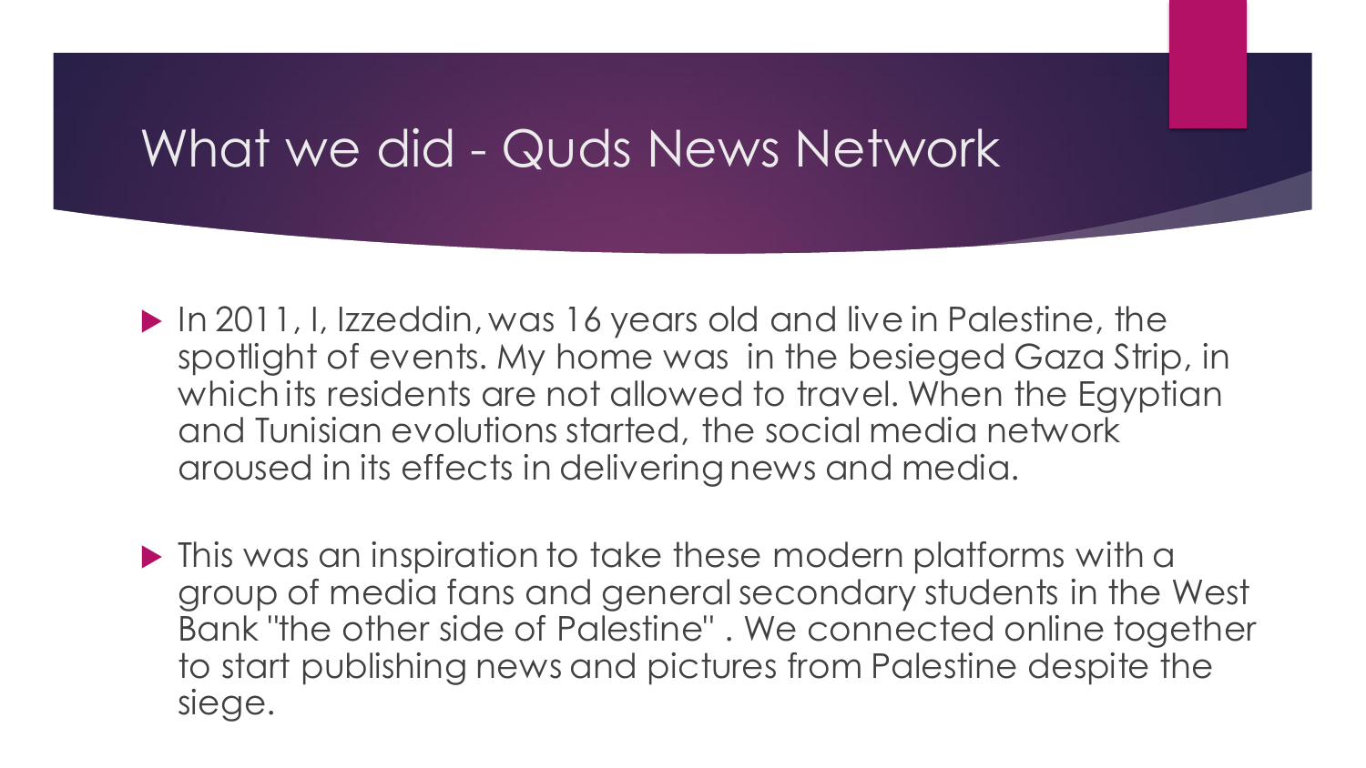# What we did - Quds News Network

- In 2011, I, Izzeddin, was 16 years old and live in Palestine, the spotlight of events. My home was in the besieged Gaza Strip, in which its residents are not allowed to travel. When the Egyptian and Tunisian evolutions started, the social media network aroused in its effects in delivering news and media.

- This was an inspiration to take these modern platforms with a group of media fans and general secondary students in the West Bank "the other side of Palestine" . We connected online together to start publishing news and pictures from Palestine despite the siege.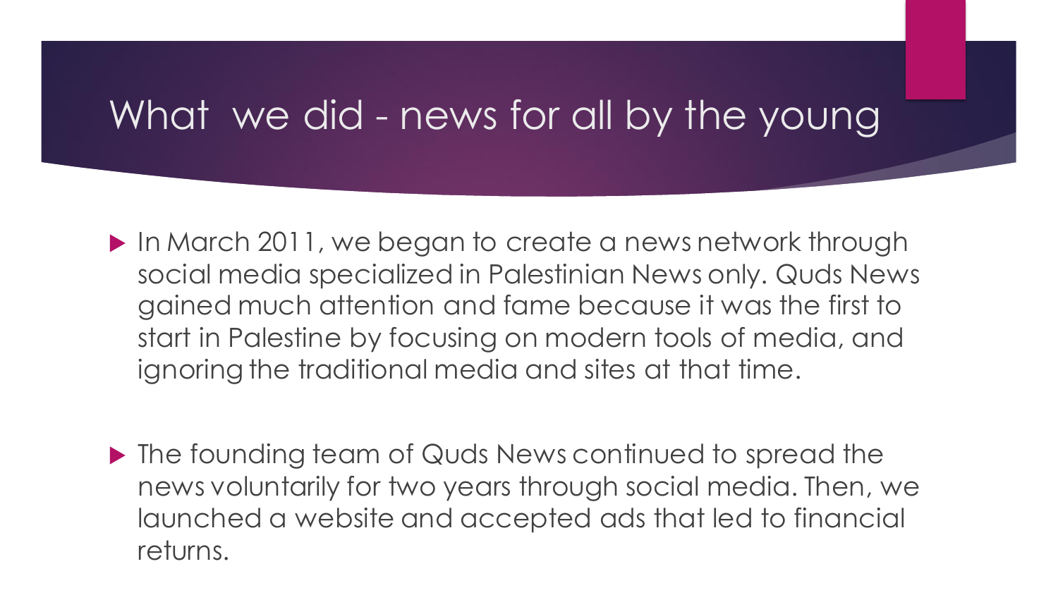# What we did - news for all by the young

- In March 2011, we began to create a news network through social media specialized in Palestinian News only. Quds News gained much attention and fame because it was the first to start in Palestine by focusing on modern tools of media, and ignoring the traditional media and sites at that time.

- The founding team of Quds News continued to spread the news voluntarily for two years through social media. Then, we launched a website and accepted ads that led to financial returns.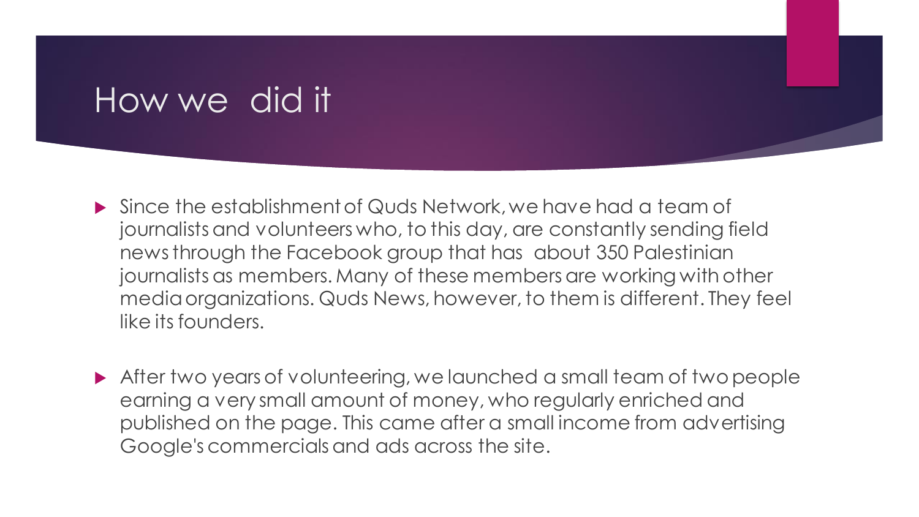# How we did it

- Since the establishment of Quds Network, we have had a team of journalists and volunteers who, to this day, are constantly sending field news through the Facebook group that has about 350 Palestinian journalists as members. Many of these members are working with other media organizations. Quds News, however, to them is different. They feel like its founders.

- After two years of volunteering, we launched a small team of two people earning a very small amount of money, who regularly enriched and published on the page. This came after a small income from advertising Google's commercials and ads across the site.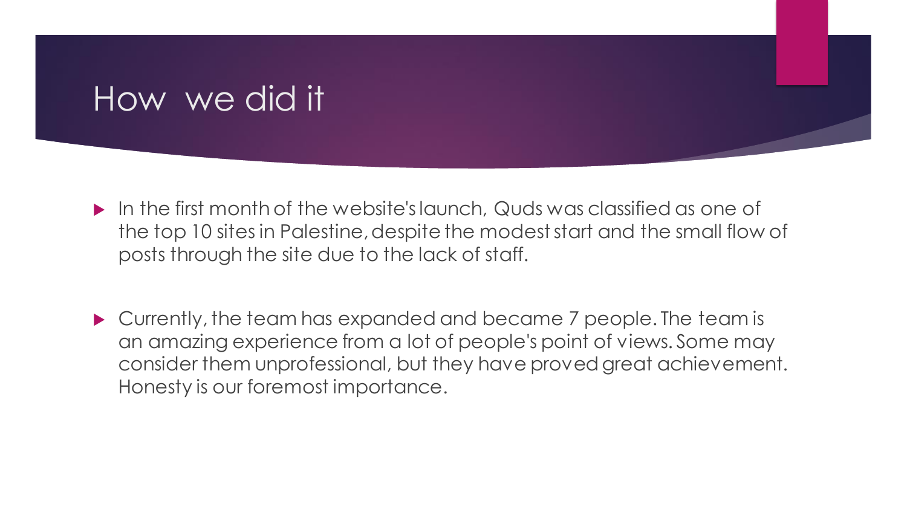# How we did it

- In the first month of the website's launch, Quds was classified as one of the top 10 sites in Palestine, despite the modest start and the small flow of posts through the site due to the lack of staff.

- Currently, the team has expanded and became 7 people. The team is an amazing experience from a lot of people's point of views. Some may consider them unprofessional, but they have proved great achievement. Honesty is our foremost importance.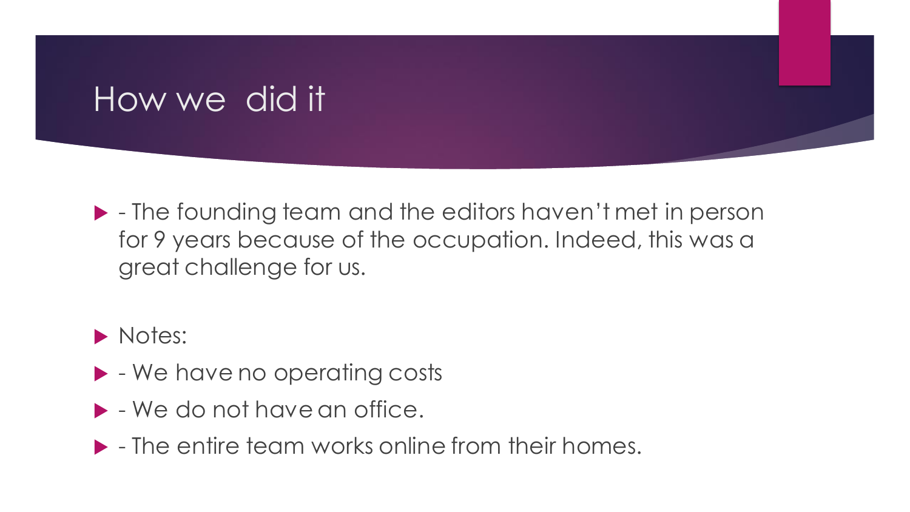# How we did it

- - The founding team and the editors haven't met in person for 9 years because of the occupation. Indeed, this was a great challenge for us.
- Notes:
- - We have no operating costs
- - We do not have an office.
- - The entire team works online from their homes.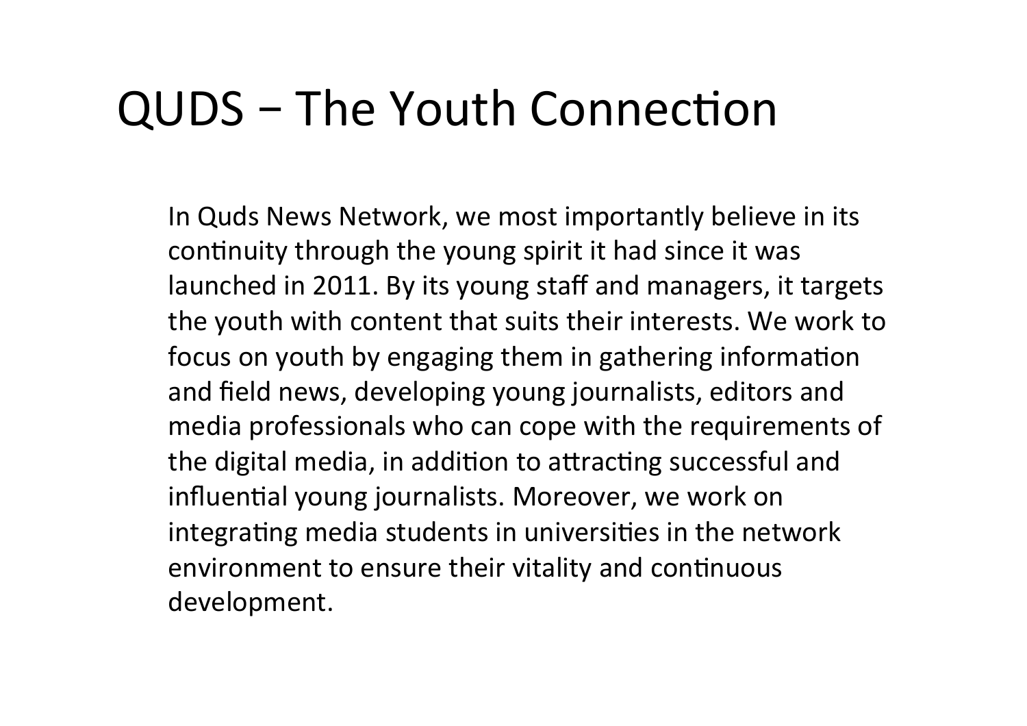# QUDS – The Youth Connection

In Quds News Network, we most importantly believe in its continuity through the young spirit it had since it was launched in 2011. By its young staff and managers, it targets the youth with content that suits their interests. We work to focus on youth by engaging them in gathering information and field news, developing young journalists, editors and media professionals who can cope with the requirements of the digital media, in addition to attracting successful and influential young journalists. Moreover, we work on integrating media students in universities in the network environment to ensure their vitality and continuous development.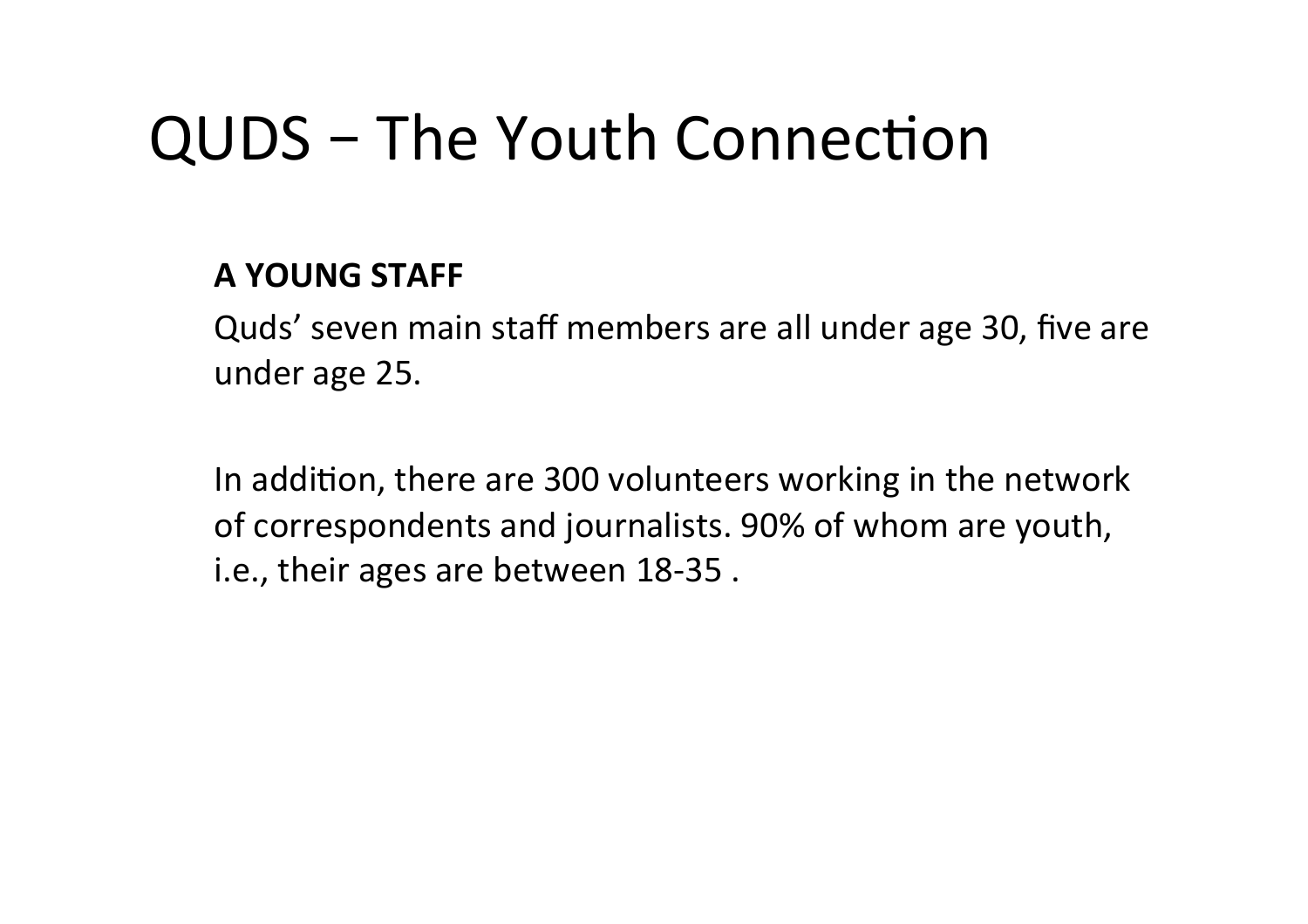# QUDS – The Youth Connection

**A YOUNG STAFF**

Quds' seven main staff members are all under age 30, five are under age 25.

In addition, there are 300 volunteers working in the network of correspondents and journalists. 90% of whom are youth, i.e., their ages are between 18-35 .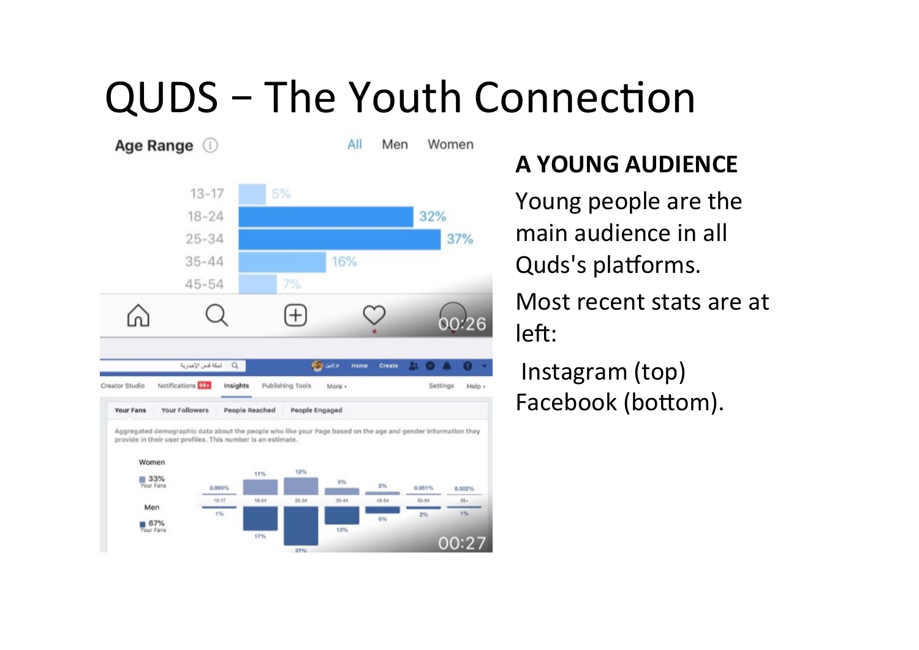# QUDS – The Youth Connection

**A YOUNG AUDIENCE**

Young people are the main audience in all Quds's platforms.

Most recent stats are at left:

Instagram (top)
Facebook (bottom).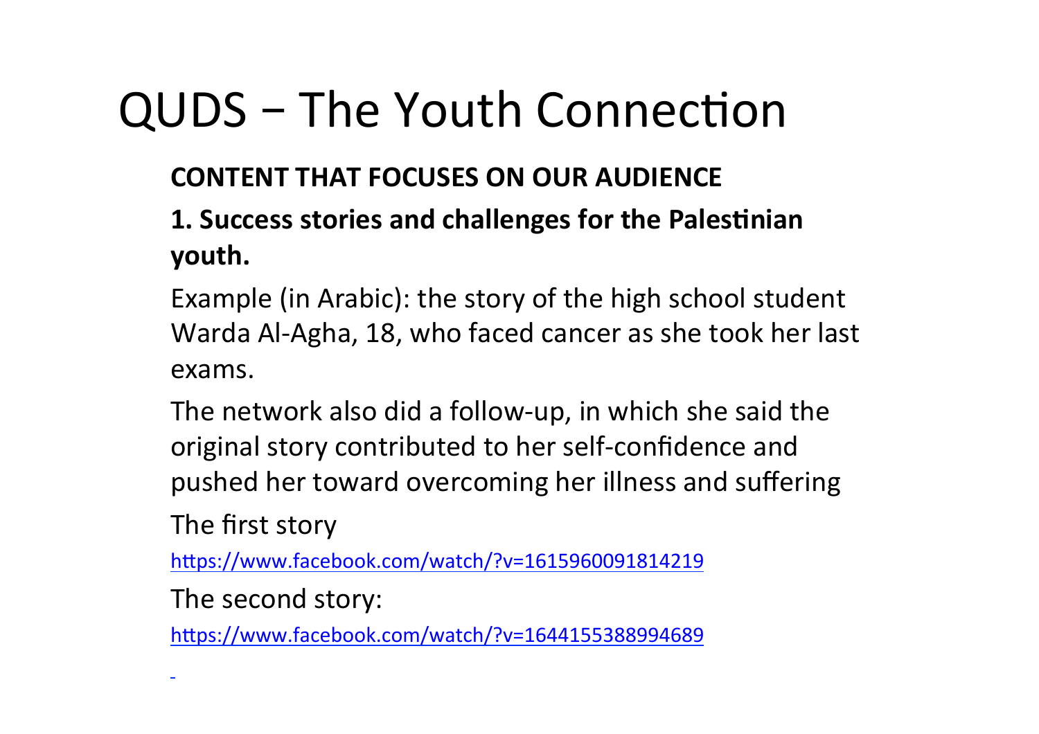# QUDS – The Youth Connection

**CONTENT THAT FOCUSES ON OUR AUDIENCE**

**1. Success stories and challenges for the Palestinian youth.**

Example (in Arabic): the story of the high school student Warda Al-Agha, 18, who faced cancer as she took her last exams.

The network also did a follow-up, in which she said the original story contributed to her self-confidence and pushed her toward overcoming her illness and suffering

The first story

https://www.facebook.com/watch/?v=1615960091814219

The second story:

https://www.facebook.com/watch/?v=1644155388994689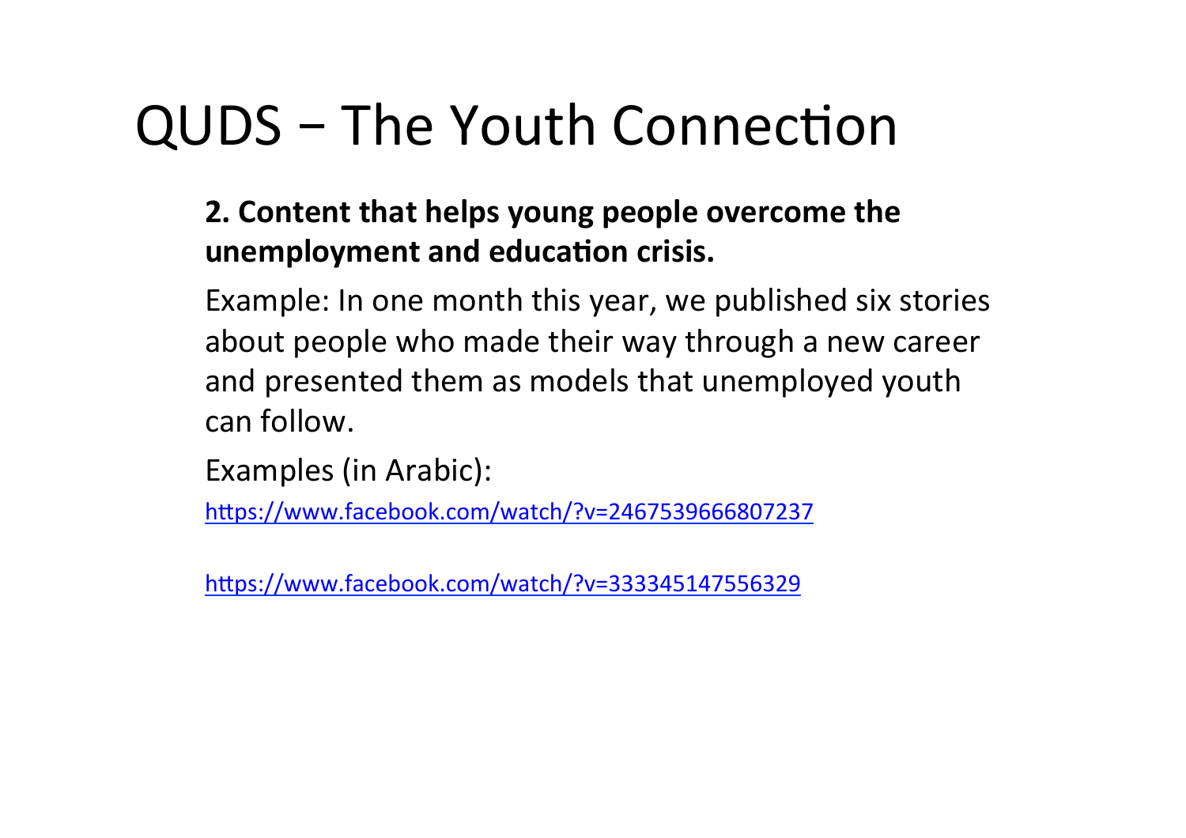# QUDS – The Youth Connection

**2. Content that helps young people overcome the unemployment and education crisis.**

Example: In one month this year, we published six stories about people who made their way through a new career and presented them as models that unemployed youth can follow.

Examples (in Arabic):

https://www.facebook.com/watch/?v=2467539666807237

https://www.facebook.com/watch/?v=333345147556329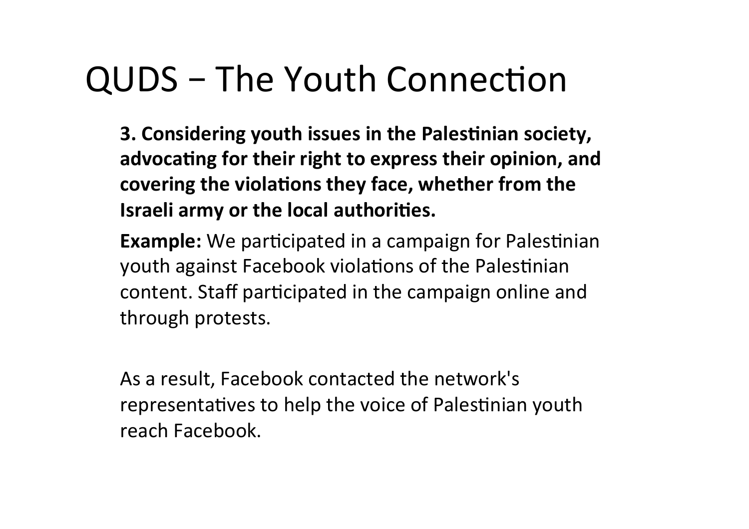# QUDS – The Youth Connection

**3. Considering youth issues in the Palestinian society, advocating for their right to express their opinion, and covering the violations they face, whether from the Israeli army or the local authorities.**

**Example:** We participated in a campaign for Palestinian youth against Facebook violations of the Palestinian content. Staff participated in the campaign online and through protests.

As a result, Facebook contacted the network's representatives to help the voice of Palestinian youth reach Facebook.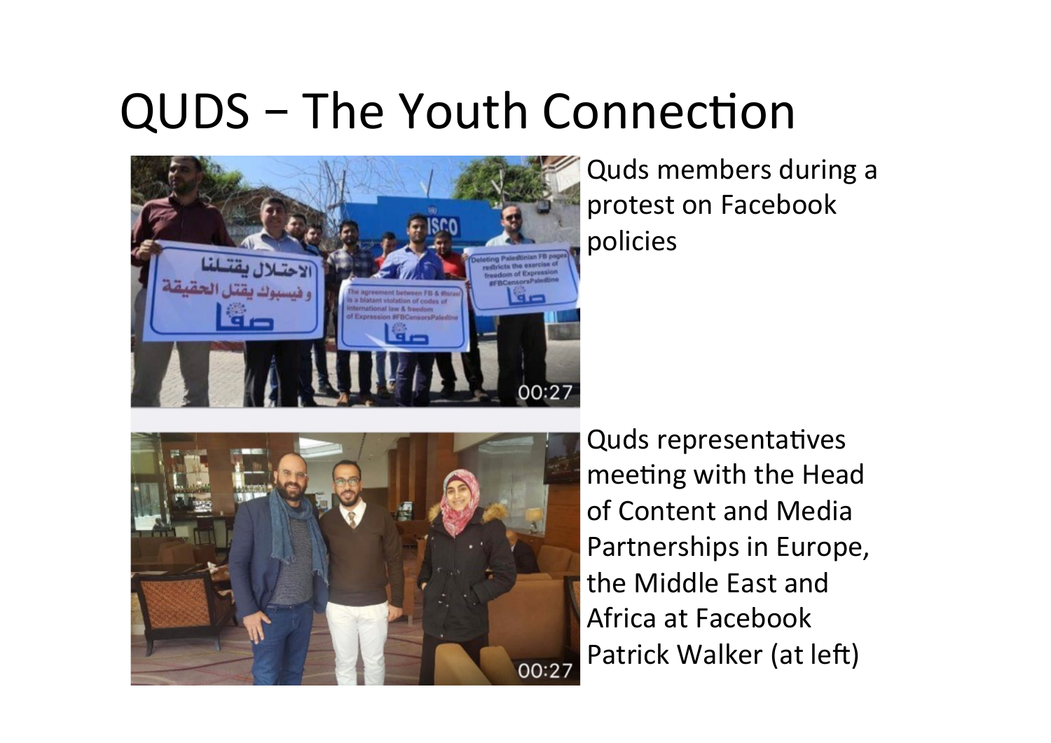# QUDS – The Youth Connection

Quds members during a protest on Facebook policies

Quds representatives meeting with the Head of Content and Media Partnerships in Europe, the Middle East and Africa at Facebook Patrick Walker (at left)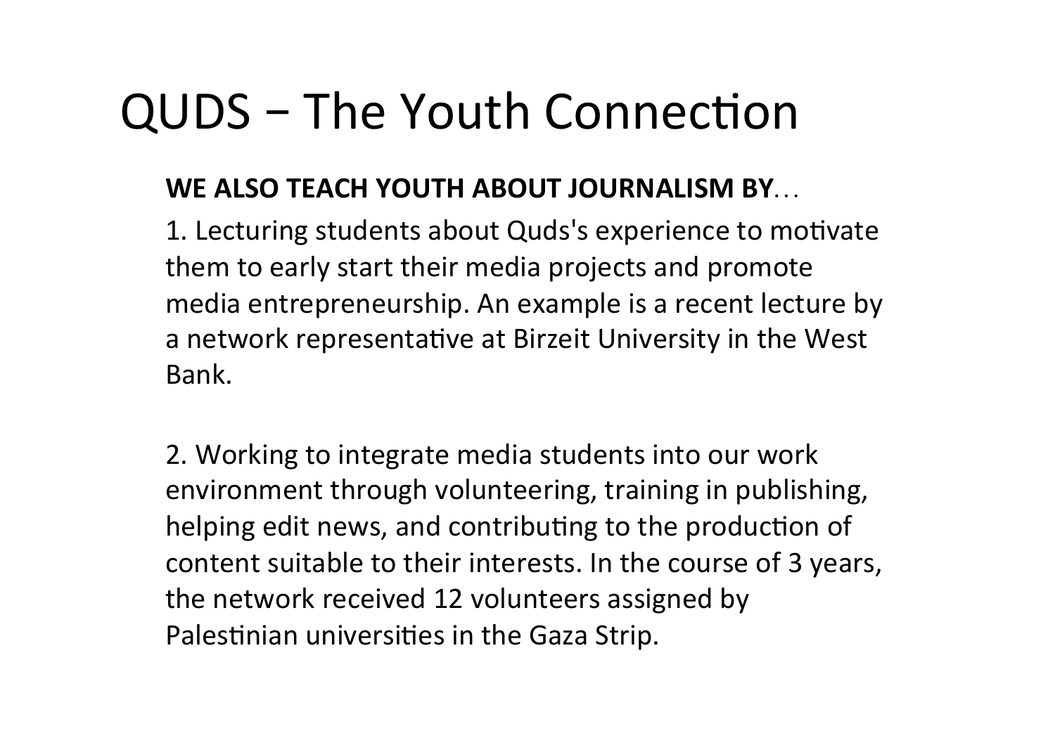# QUDS – The Youth Connection

**WE ALSO TEACH YOUTH ABOUT JOURNALISM BY**…

1. Lecturing students about Quds's experience to motivate them to early start their media projects and promote media entrepreneurship. An example is a recent lecture by a network representative at Birzeit University in the West Bank.

2. Working to integrate media students into our work environment through volunteering, training in publishing, helping edit news, and contributing to the production of content suitable to their interests. In the course of 3 years, the network received 12 volunteers assigned by Palestinian universities in the Gaza Strip.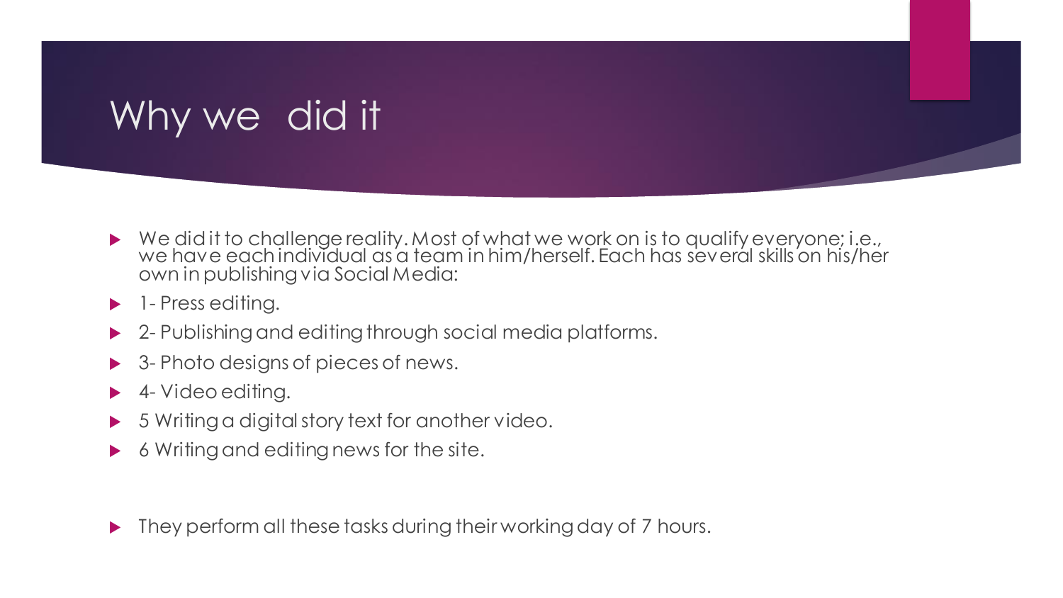# Why we did it

- We did it to challenge reality. Most of what we work on is to qualify everyone; i.e., we have each individual as a team in him/herself. Each has several skills on his/her own in publishing via Social Media:
- 1- Press editing.
- 2- Publishing and editing through social media platforms.
- 3- Photo designs of pieces of news.
- 4- Video editing.
- 5 Writing a digital story text for another video.
- 6 Writing and editing news for the site.

- They perform all these tasks during their working day of 7 hours.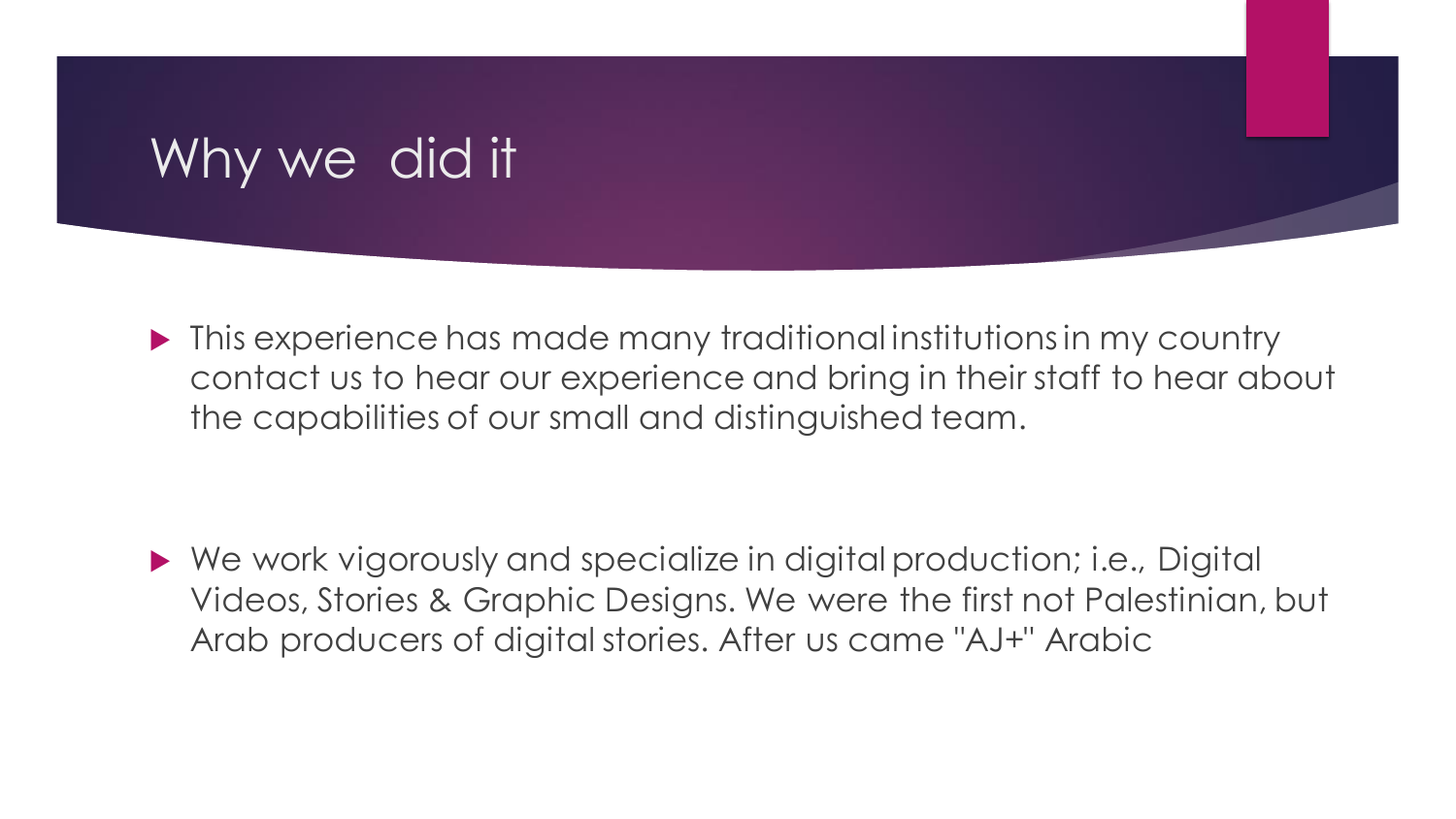# Why we did it

- This experience has made many traditional institutions in my country contact us to hear our experience and bring in their staff to hear about the capabilities of our small and distinguished team.

- We work vigorously and specialize in digital production; i.e., Digital Videos, Stories & Graphic Designs. We were the first not Palestinian, but Arab producers of digital stories. After us came "AJ+" Arabic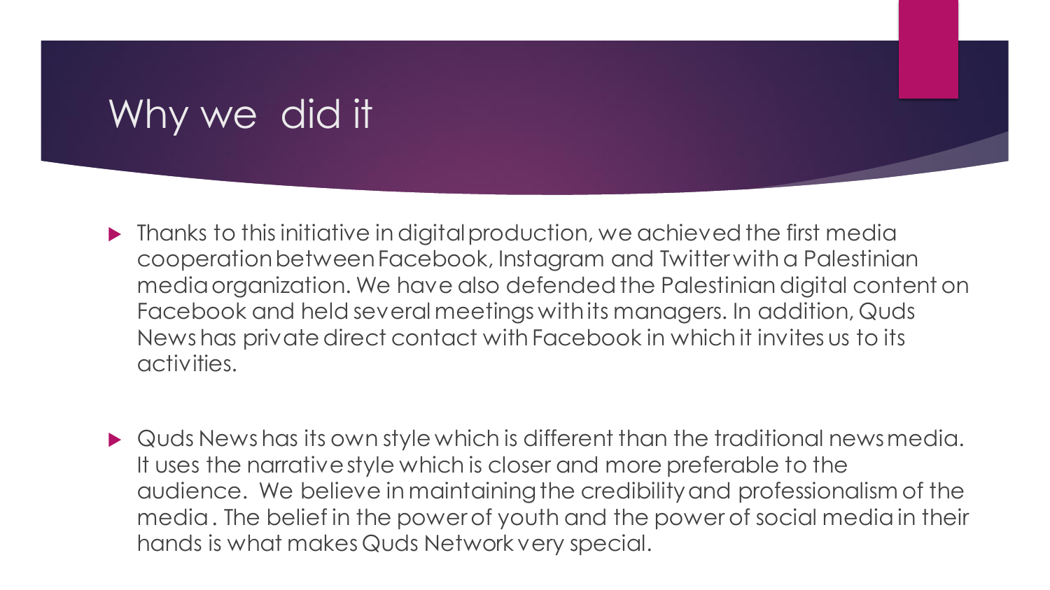# Why we did it

- Thanks to this initiative in digital production, we achieved the first media cooperation between Facebook, Instagram and Twitter with a Palestinian media organization. We have also defended the Palestinian digital content on Facebook and held several meetings with its managers. In addition, Quds News has private direct contact with Facebook in which it invites us to its activities.

- Quds News has its own style which is different than the traditional news media. It uses the narrative style which is closer and more preferable to the audience. We believe in maintaining the credibility and professionalism of the media . The belief in the power of youth and the power of social media in their hands is what makes Quds Network very special.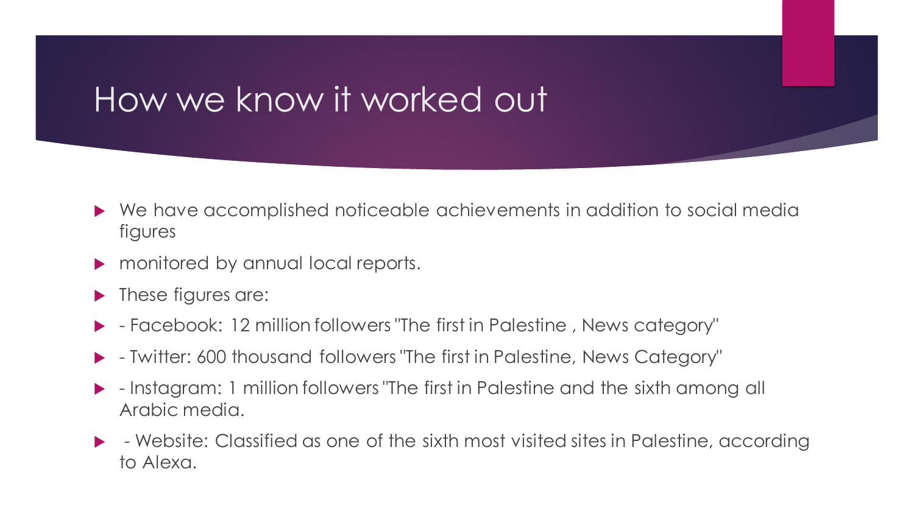# How we know it worked out

- We have accomplished noticeable achievements in addition to social media figures
- monitored by annual local reports.
- These figures are:
- - Facebook: 12 million followers "The first in Palestine , News category"
- - Twitter: 600 thousand followers "The first in Palestine, News Category"
- - Instagram: 1 million followers "The first in Palestine and the sixth among all Arabic media.
- - Website: Classified as one of the sixth most visited sites in Palestine, according to Alexa.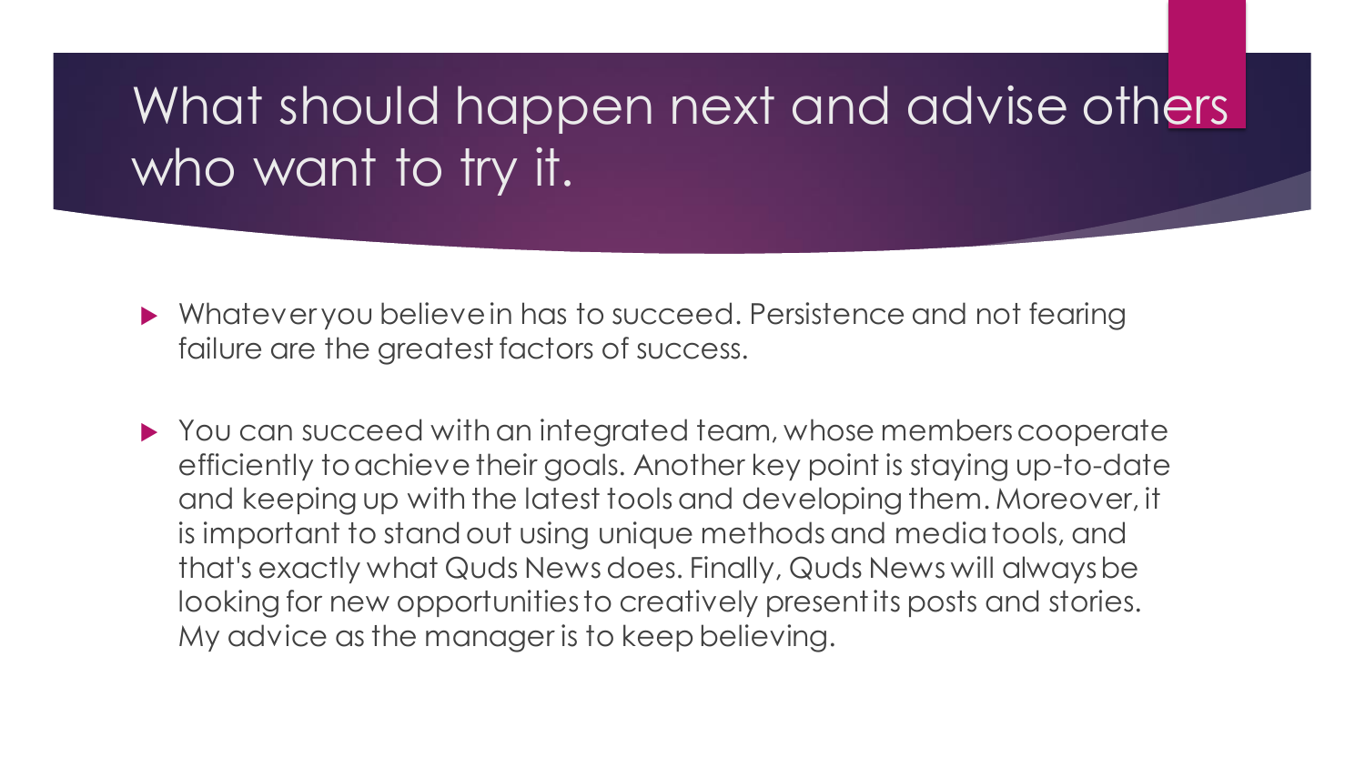# What should happen next and advise others who want to try it.

- Whatever you believe in has to succeed. Persistence and not fearing failure are the greatest factors of success.
- You can succeed with an integrated team, whose members cooperate efficiently to achieve their goals. Another key point is staying up-to-date and keeping up with the latest tools and developing them. Moreover, it is important to stand out using unique methods and media tools, and that's exactly what Quds News does. Finally, Quds News will always be looking for new opportunities to creatively present its posts and stories. My advice as the manager is to keep believing.